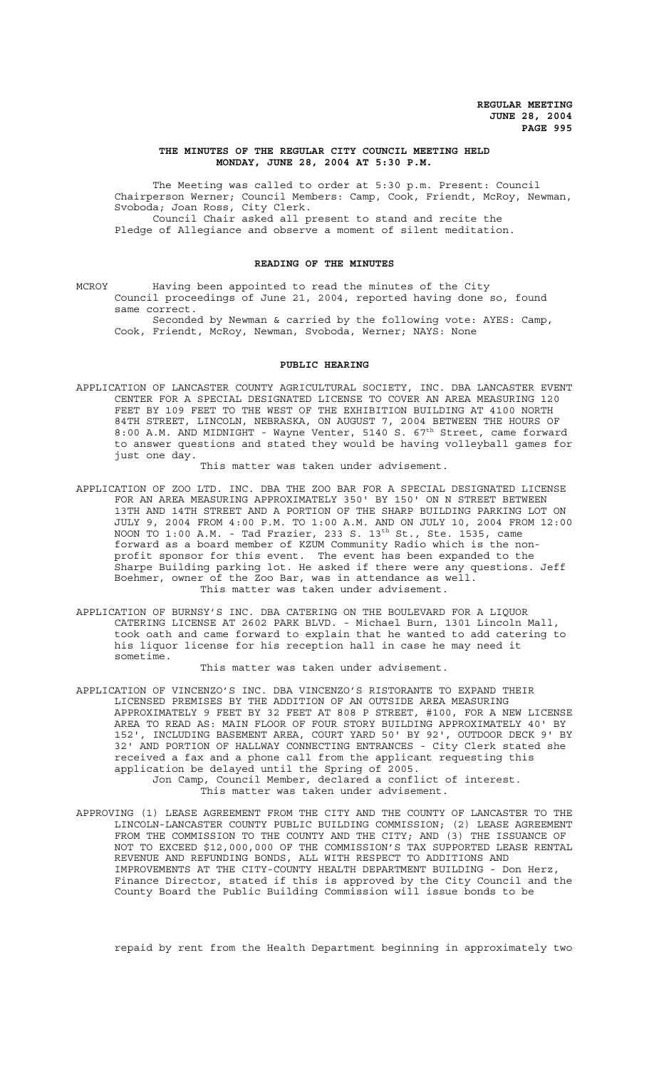**REGULAR MEETING**
**JUNE 28, 2004**
**PAGE 995**

## THE MINUTES OF THE REGULAR CITY COUNCIL MEETING HELD MONDAY, JUNE 28, 2004 AT 5:30 P.M.

The Meeting was called to order at 5:30 p.m. Present: Council Chairperson Werner; Council Members: Camp, Cook, Friendt, McRoy, Newman, Svoboda; Joan Ross, City Clerk.

Council Chair asked all present to stand and recite the Pledge of Allegiance and observe a moment of silent meditation.

## READING OF THE MINUTES

MCROY Having been appointed to read the minutes of the City Council proceedings of June 21, 2004, reported having done so, found same correct.

Seconded by Newman & carried by the following vote: AYES: Camp, Cook, Friendt, McRoy, Newman, Svoboda, Werner; NAYS: None

## PUBLIC HEARING

APPLICATION OF LANCASTER COUNTY AGRICULTURAL SOCIETY, INC. DBA LANCASTER EVENT CENTER FOR A SPECIAL DESIGNATED LICENSE TO COVER AN AREA MEASURING 120 FEET BY 109 FEET TO THE WEST OF THE EXHIBITION BUILDING AT 4100 NORTH 84TH STREET, LINCOLN, NEBRASKA, ON AUGUST 7, 2004 BETWEEN THE HOURS OF 8:00 A.M. AND MIDNIGHT - Wayne Venter, 5140 S. 67th Street, came forward to answer questions and stated they would be having volleyball games for just one day.

This matter was taken under advisement.

APPLICATION OF ZOO LTD. INC. DBA THE ZOO BAR FOR A SPECIAL DESIGNATED LICENSE FOR AN AREA MEASURING APPROXIMATELY 350' BY 150' ON N STREET BETWEEN 13TH AND 14TH STREET AND A PORTION OF THE SHARP BUILDING PARKING LOT ON JULY 9, 2004 FROM 4:00 P.M. TO 1:00 A.M. AND ON JULY 10, 2004 FROM 12:00 NOON TO 1:00 A.M. - Tad Frazier, 233 S. 13th St., Ste. 1535, came forward as a board member of KZUM Community Radio which is the non-profit sponsor for this event. The event has been expanded to the Sharpe Building parking lot. He asked if there were any questions. Jeff Boehmer, owner of the Zoo Bar, was in attendance as well.

This matter was taken under advisement.

APPLICATION OF BURNSY'S INC. DBA CATERING ON THE BOULEVARD FOR A LIQUOR CATERING LICENSE AT 2602 PARK BLVD. - Michael Burn, 1301 Lincoln Mall, took oath and came forward to explain that he wanted to add catering to his liquor license for his reception hall in case he may need it sometime.

This matter was taken under advisement.

APPLICATION OF VINCENZO'S INC. DBA VINCENZO'S RISTORANTE TO EXPAND THEIR LICENSED PREMISES BY THE ADDITION OF AN OUTSIDE AREA MEASURING APPROXIMATELY 9 FEET BY 32 FEET AT 808 P STREET, #100, FOR A NEW LICENSE AREA TO READ AS: MAIN FLOOR OF FOUR STORY BUILDING APPROXIMATELY 40' BY 152', INCLUDING BASEMENT AREA, COURT YARD 50' BY 92', OUTDOOR DECK 9' BY 32' AND PORTION OF HALLWAY CONNECTING ENTRANCES - City Clerk stated she received a fax and a phone call from the applicant requesting this application be delayed until the Spring of 2005.

Jon Camp, Council Member, declared a conflict of interest.

This matter was taken under advisement.

APPROVING (1) LEASE AGREEMENT FROM THE CITY AND THE COUNTY OF LANCASTER TO THE LINCOLN-LANCASTER COUNTY PUBLIC BUILDING COMMISSION; (2) LEASE AGREEMENT FROM THE COMMISSION TO THE COUNTY AND THE CITY; AND (3) THE ISSUANCE OF NOT TO EXCEED $12,000,000 OF THE COMMISSION'S TAX SUPPORTED LEASE RENTAL REVENUE AND REFUNDING BONDS, ALL WITH RESPECT TO ADDITIONS AND IMPROVEMENTS AT THE CITY-COUNTY HEALTH DEPARTMENT BUILDING - Don Herz, Finance Director, stated if this is approved by the City Council and the County Board the Public Building Commission will issue bonds to be repaid by rent from the Health Department beginning in approximately two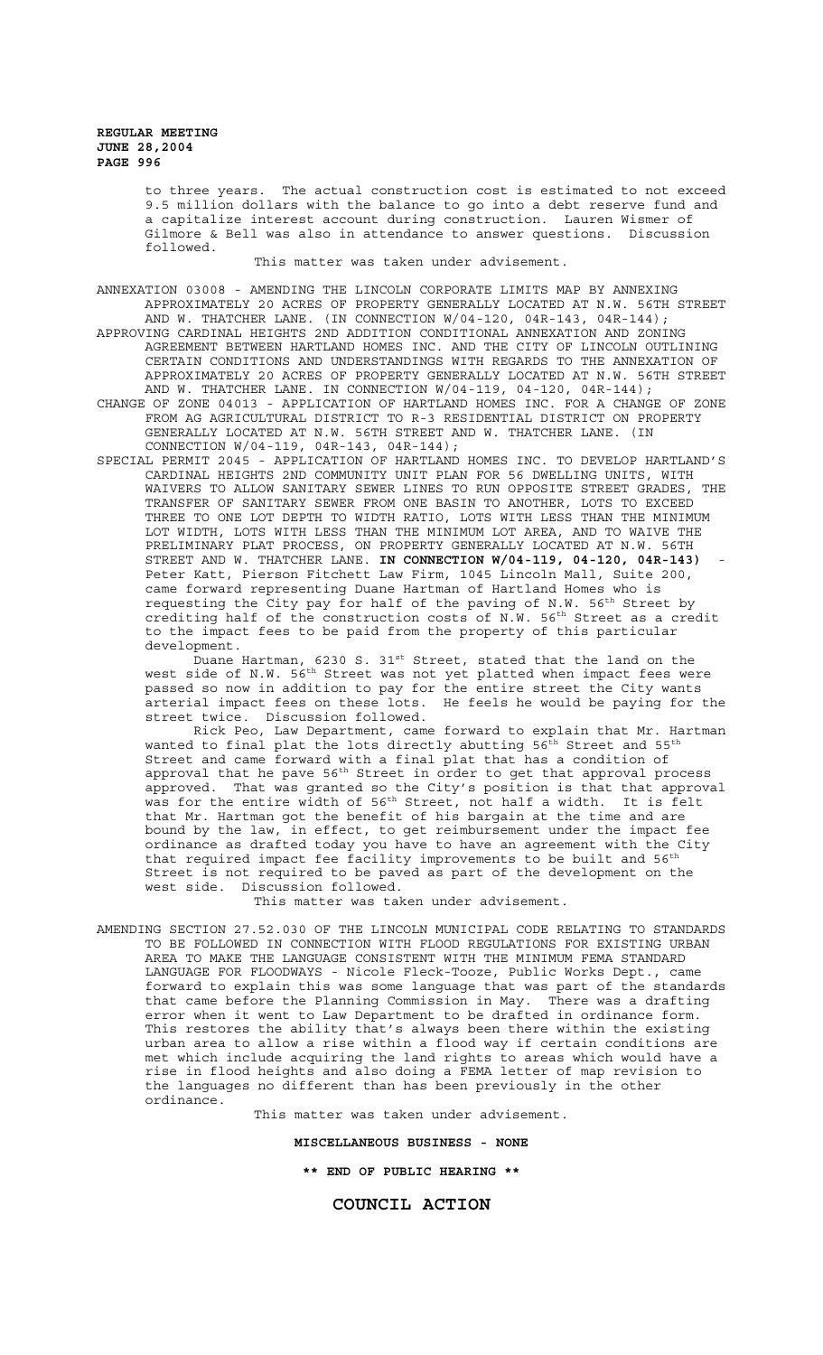to three years. The actual construction cost is estimated to not exceed 9.5 million dollars with the balance to go into a debt reserve fund and a capitalize interest account during construction. Lauren Wismer of Gilmore & Bell was also in attendance to answer questions. Discussion followed.

This matter was taken under advisement.

ANNEXATION 03008 - AMENDING THE LINCOLN CORPORATE LIMITS MAP BY ANNEXING APPROXIMATELY 20 ACRES OF PROPERTY GENERALLY LOCATED AT N.W. 56TH STREET AND W. THATCHER LANE. (IN CONNECTION W/04-120, 04R-143, 04R-144);

APPROVING CARDINAL HEIGHTS 2ND ADDITION CONDITIONAL ANNEXATION AND ZONING AGREEMENT BETWEEN HARTLAND HOMES INC. AND THE CITY OF LINCOLN OUTLINING CERTAIN CONDITIONS AND UNDERSTANDINGS WITH REGARDS TO THE ANNEXATION OF APPROXIMATELY 20 ACRES OF PROPERTY GENERALLY LOCATED AT N.W. 56TH STREET AND W. THATCHER LANE. IN CONNECTION W/04-119, 04-120, 04R-144);

CHANGE OF ZONE 04013 - APPLICATION OF HARTLAND HOMES INC. FOR A CHANGE OF ZONE FROM AG AGRICULTURAL DISTRICT TO R-3 RESIDENTIAL DISTRICT ON PROPERTY GENERALLY LOCATED AT N.W. 56TH STREET AND W. THATCHER LANE. (IN CONNECTION W/04-119, 04R-143, 04R-144);

SPECIAL PERMIT 2045 - APPLICATION OF HARTLAND HOMES INC. TO DEVELOP HARTLAND'S CARDINAL HEIGHTS 2ND COMMUNITY UNIT PLAN FOR 56 DWELLING UNITS, WITH WAIVERS TO ALLOW SANITARY SEWER LINES TO RUN OPPOSITE STREET GRADES, THE TRANSFER OF SANITARY SEWER FROM ONE BASIN TO ANOTHER, LOTS TO EXCEED THREE TO ONE LOT DEPTH TO WIDTH RATIO, LOTS WITH LESS THAN THE MINIMUM LOT WIDTH, LOTS WITH LESS THAN THE MINIMUM LOT AREA, AND TO WAIVE THE PRELIMINARY PLAT PROCESS, ON PROPERTY GENERALLY LOCATED AT N.W. 56TH STREET AND W. THATCHER LANE. **IN CONNECTION W/04-119, 04-120, 04R-143)** - Peter Katt, Pierson Fitchett Law Firm, 1045 Lincoln Mall, Suite 200, came forward representing Duane Hartman of Hartland Homes who is requesting the City pay for half of the paving of N.W. 56th Street by crediting half of the construction costs of N.W. 56th Street as a credit to the impact fees to be paid from the property of this particular development.

Duane Hartman, 6230 S. 31st Street, stated that the land on the west side of N.W. 56th Street was not yet platted when impact fees were passed so now in addition to pay for the entire street the City wants arterial impact fees on these lots. He feels he would be paying for the street twice. Discussion followed.

Rick Peo, Law Department, came forward to explain that Mr. Hartman wanted to final plat the lots directly abutting 56th Street and 55th Street and came forward with a final plat that has a condition of approval that he pave 56th Street in order to get that approval process approved. That was granted so the City's position is that that approval was for the entire width of 56th Street, not half a width. It is felt that Mr. Hartman got the benefit of his bargain at the time and are bound by the law, in effect, to get reimbursement under the impact fee ordinance as drafted today you have to have an agreement with the City that required impact fee facility improvements to be built and 56th Street is not required to be paved as part of the development on the west side. Discussion followed.

This matter was taken under advisement.

AMENDING SECTION 27.52.030 OF THE LINCOLN MUNICIPAL CODE RELATING TO STANDARDS TO BE FOLLOWED IN CONNECTION WITH FLOOD REGULATIONS FOR EXISTING URBAN AREA TO MAKE THE LANGUAGE CONSISTENT WITH THE MINIMUM FEMA STANDARD LANGUAGE FOR FLOODWAYS - Nicole Fleck-Tooze, Public Works Dept., came forward to explain this was some language that was part of the standards that came before the Planning Commission in May. There was a drafting error when it went to Law Department to be drafted in ordinance form. This restores the ability that's always been there within the existing urban area to allow a rise within a flood way if certain conditions are met which include acquiring the land rights to areas which would have a rise in flood heights and also doing a FEMA letter of map revision to the languages no different than has been previously in the other ordinance.

This matter was taken under advisement.

**MISCELLANEOUS BUSINESS - NONE**

**\*\* END OF PUBLIC HEARING \*\***

## COUNCIL ACTION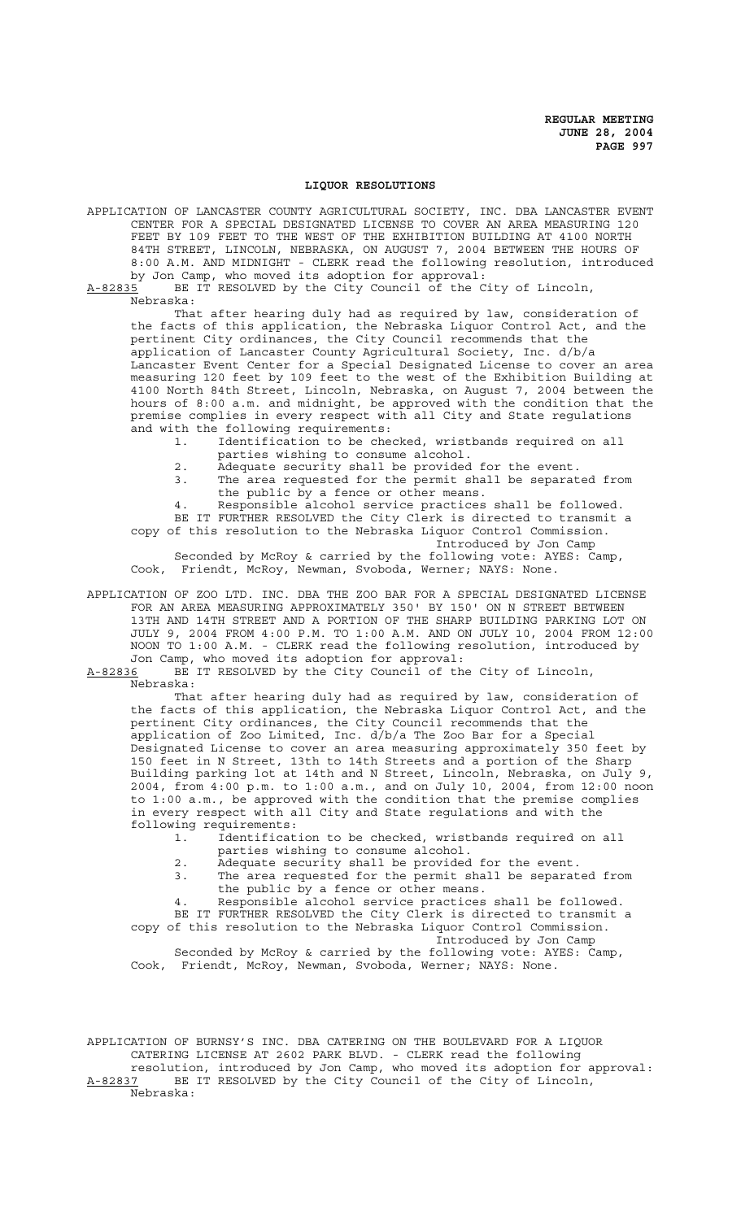## LIQUOR RESOLUTIONS

APPLICATION OF LANCASTER COUNTY AGRICULTURAL SOCIETY, INC. DBA LANCASTER EVENT CENTER FOR A SPECIAL DESIGNATED LICENSE TO COVER AN AREA MEASURING 120 FEET BY 109 FEET TO THE WEST OF THE EXHIBITION BUILDING AT 4100 NORTH 84TH STREET, LINCOLN, NEBRASKA, ON AUGUST 7, 2004 BETWEEN THE HOURS OF 8:00 A.M. AND MIDNIGHT - CLERK read the following resolution, introduced by Jon Camp, who moved its adoption for approval:

A-82835 BE IT RESOLVED by the City Council of the City of Lincoln, Nebraska:

That after hearing duly had as required by law, consideration of the facts of this application, the Nebraska Liquor Control Act, and the pertinent City ordinances, the City Council recommends that the application of Lancaster County Agricultural Society, Inc. d/b/a Lancaster Event Center for a Special Designated License to cover an area measuring 120 feet by 109 feet to the west of the Exhibition Building at 4100 North 84th Street, Lincoln, Nebraska, on August 7, 2004 between the hours of 8:00 a.m. and midnight, be approved with the condition that the premise complies in every respect with all City and State regulations and with the following requirements:

1. Identification to be checked, wristbands required on all parties wishing to consume alcohol.
2. Adequate security shall be provided for the event.
3. The area requested for the permit shall be separated from the public by a fence or other means.
4. Responsible alcohol service practices shall be followed.

BE IT FURTHER RESOLVED the City Clerk is directed to transmit a copy of this resolution to the Nebraska Liquor Control Commission.

Introduced by Jon Camp

Seconded by McRoy & carried by the following vote: AYES: Camp, Cook, Friendt, McRoy, Newman, Svoboda, Werner; NAYS: None.

APPLICATION OF ZOO LTD. INC. DBA THE ZOO BAR FOR A SPECIAL DESIGNATED LICENSE FOR AN AREA MEASURING APPROXIMATELY 350' BY 150' ON N STREET BETWEEN 13TH AND 14TH STREET AND A PORTION OF THE SHARP BUILDING PARKING LOT ON JULY 9, 2004 FROM 4:00 P.M. TO 1:00 A.M. AND ON JULY 10, 2004 FROM 12:00 NOON TO 1:00 A.M. - CLERK read the following resolution, introduced by Jon Camp, who moved its adoption for approval:

A-82836 BE IT RESOLVED by the City Council of the City of Lincoln, Nebraska:

That after hearing duly had as required by law, consideration of the facts of this application, the Nebraska Liquor Control Act, and the pertinent City ordinances, the City Council recommends that the application of Zoo Limited, Inc. d/b/a The Zoo Bar for a Special Designated License to cover an area measuring approximately 350 feet by 150 feet in N Street, 13th to 14th Streets and a portion of the Sharp Building parking lot at 14th and N Street, Lincoln, Nebraska, on July 9, 2004, from 4:00 p.m. to 1:00 a.m., and on July 10, 2004, from 12:00 noon to 1:00 a.m., be approved with the condition that the premise complies in every respect with all City and State regulations and with the following requirements:

1. Identification to be checked, wristbands required on all parties wishing to consume alcohol.
2. Adequate security shall be provided for the event.
3. The area requested for the permit shall be separated from the public by a fence or other means.
4. Responsible alcohol service practices shall be followed.

BE IT FURTHER RESOLVED the City Clerk is directed to transmit a copy of this resolution to the Nebraska Liquor Control Commission.

Introduced by Jon Camp

Seconded by McRoy & carried by the following vote: AYES: Camp, Cook, Friendt, McRoy, Newman, Svoboda, Werner; NAYS: None.

APPLICATION OF BURNSY'S INC. DBA CATERING ON THE BOULEVARD FOR A LIQUOR CATERING LICENSE AT 2602 PARK BLVD. - CLERK read the following resolution, introduced by Jon Camp, who moved its adoption for approval:

A-82837 BE IT RESOLVED by the City Council of the City of Lincoln, Nebraska: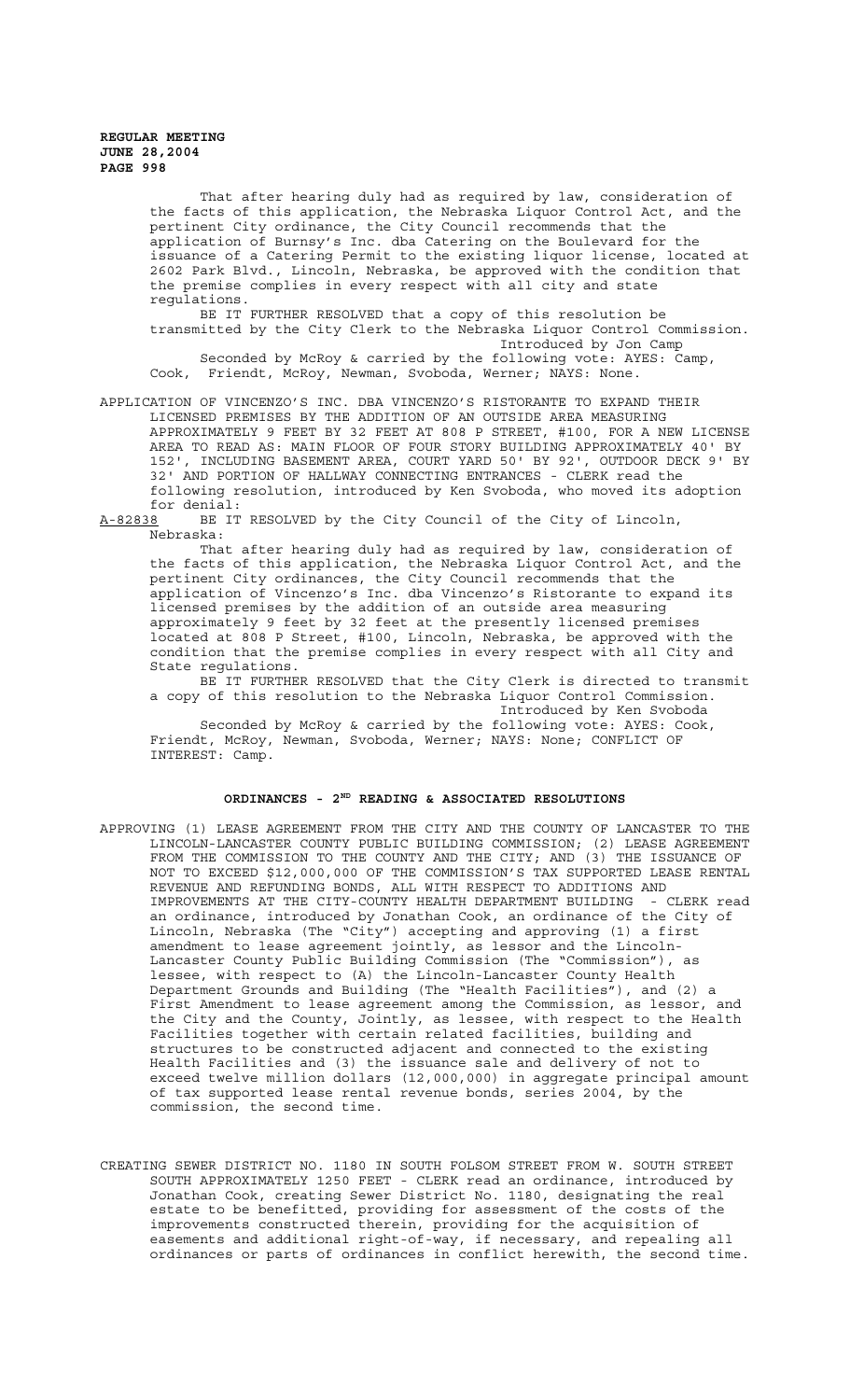That after hearing duly had as required by law, consideration of the facts of this application, the Nebraska Liquor Control Act, and the pertinent City ordinance, the City Council recommends that the application of Burnsy's Inc. dba Catering on the Boulevard for the issuance of a Catering Permit to the existing liquor license, located at 2602 Park Blvd., Lincoln, Nebraska, be approved with the condition that the premise complies in every respect with all city and state regulations.

BE IT FURTHER RESOLVED that a copy of this resolution be transmitted by the City Clerk to the Nebraska Liquor Control Commission.

Introduced by Jon Camp

Seconded by McRoy & carried by the following vote: AYES: Camp, Cook, Friendt, McRoy, Newman, Svoboda, Werner; NAYS: None.

APPLICATION OF VINCENZO'S INC. DBA VINCENZO'S RISTORANTE TO EXPAND THEIR LICENSED PREMISES BY THE ADDITION OF AN OUTSIDE AREA MEASURING APPROXIMATELY 9 FEET BY 32 FEET AT 808 P STREET, #100, FOR A NEW LICENSE AREA TO READ AS: MAIN FLOOR OF FOUR STORY BUILDING APPROXIMATELY 40' BY 152', INCLUDING BASEMENT AREA, COURT YARD 50' BY 92', OUTDOOR DECK 9' BY 32' AND PORTION OF HALLWAY CONNECTING ENTRANCES - CLERK read the following resolution, introduced by Ken Svoboda, who moved its adoption for denial:

A-82838 BE IT RESOLVED by the City Council of the City of Lincoln, Nebraska:

That after hearing duly had as required by law, consideration of the facts of this application, the Nebraska Liquor Control Act, and the pertinent City ordinances, the City Council recommends that the application of Vincenzo's Inc. dba Vincenzo's Ristorante to expand its licensed premises by the addition of an outside area measuring approximately 9 feet by 32 feet at the presently licensed premises located at 808 P Street, #100, Lincoln, Nebraska, be approved with the condition that the premise complies in every respect with all City and State regulations.

BE IT FURTHER RESOLVED that the City Clerk is directed to transmit a copy of this resolution to the Nebraska Liquor Control Commission.

Introduced by Ken Svoboda

Seconded by McRoy & carried by the following vote: AYES: Cook, Friendt, McRoy, Newman, Svoboda, Werner; NAYS: None; CONFLICT OF INTEREST: Camp.

## ORDINANCES - 2ND READING & ASSOCIATED RESOLUTIONS

APPROVING (1) LEASE AGREEMENT FROM THE CITY AND THE COUNTY OF LANCASTER TO THE LINCOLN-LANCASTER COUNTY PUBLIC BUILDING COMMISSION; (2) LEASE AGREEMENT FROM THE COMMISSION TO THE COUNTY AND THE CITY; AND (3) THE ISSUANCE OF NOT TO EXCEED $12,000,000 OF THE COMMISSION'S TAX SUPPORTED LEASE RENTAL REVENUE AND REFUNDING BONDS, ALL WITH RESPECT TO ADDITIONS AND IMPROVEMENTS AT THE CITY-COUNTY HEALTH DEPARTMENT BUILDING - CLERK read an ordinance, introduced by Jonathan Cook, an ordinance of the City of Lincoln, Nebraska (The "City") accepting and approving (1) a first amendment to lease agreement jointly, as lessor and the Lincoln-Lancaster County Public Building Commission (The "Commission"), as lessee, with respect to (A) the Lincoln-Lancaster County Health Department Grounds and Building (The "Health Facilities"), and (2) a First Amendment to lease agreement among the Commission, as lessor, and the City and the County, Jointly, as lessee, with respect to the Health Facilities together with certain related facilities, building and structures to be constructed adjacent and connected to the existing Health Facilities and (3) the issuance sale and delivery of not to exceed twelve million dollars (12,000,000) in aggregate principal amount of tax supported lease rental revenue bonds, series 2004, by the commission, the second time.

CREATING SEWER DISTRICT NO. 1180 IN SOUTH FOLSOM STREET FROM W. SOUTH STREET SOUTH APPROXIMATELY 1250 FEET - CLERK read an ordinance, introduced by Jonathan Cook, creating Sewer District No. 1180, designating the real estate to be benefitted, providing for assessment of the costs of the improvements constructed therein, providing for the acquisition of easements and additional right-of-way, if necessary, and repealing all ordinances or parts of ordinances in conflict herewith, the second time.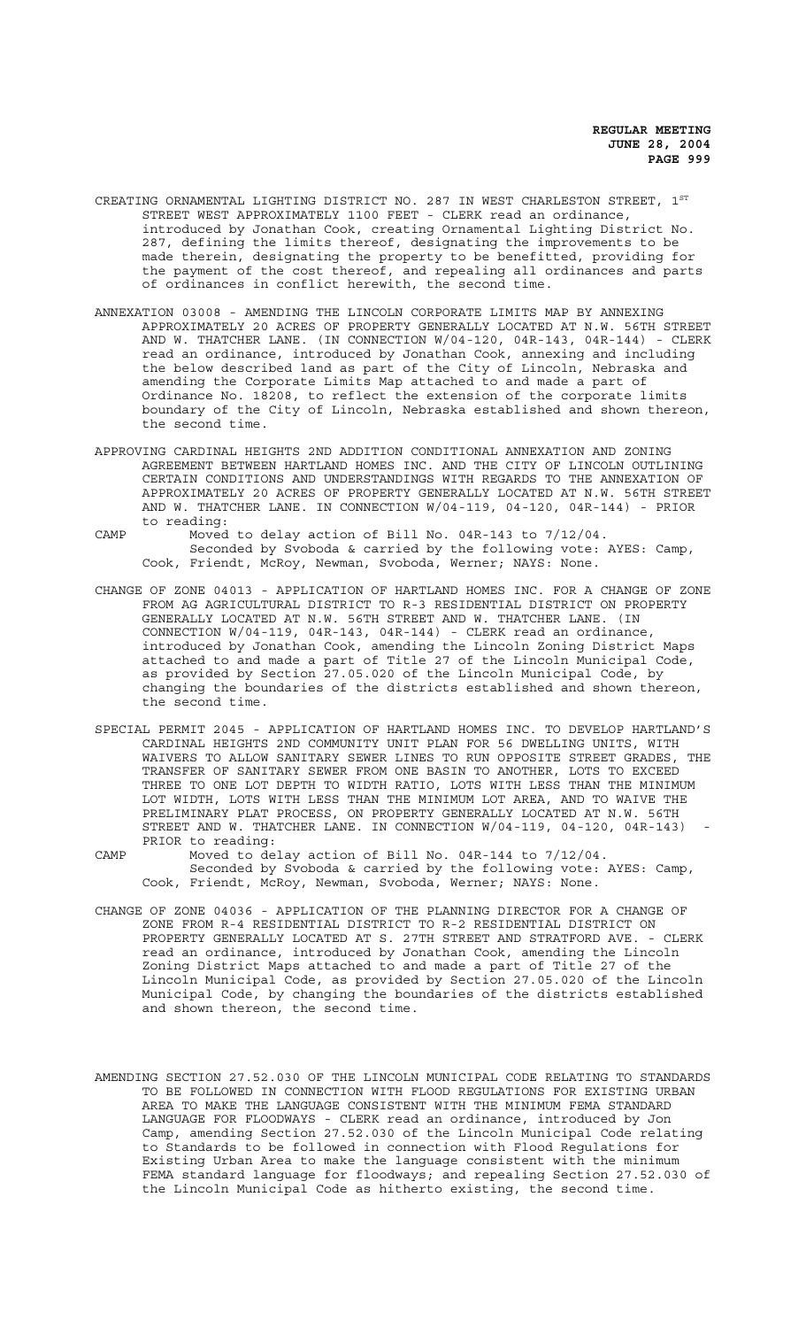CREATING ORNAMENTAL LIGHTING DISTRICT NO. 287 IN WEST CHARLESTON STREET, 1ST STREET WEST APPROXIMATELY 1100 FEET - CLERK read an ordinance, introduced by Jonathan Cook, creating Ornamental Lighting District No. 287, defining the limits thereof, designating the improvements to be made therein, designating the property to be benefitted, providing for the payment of the cost thereof, and repealing all ordinances and parts of ordinances in conflict herewith, the second time.

ANNEXATION 03008 - AMENDING THE LINCOLN CORPORATE LIMITS MAP BY ANNEXING APPROXIMATELY 20 ACRES OF PROPERTY GENERALLY LOCATED AT N.W. 56TH STREET AND W. THATCHER LANE. (IN CONNECTION W/04-120, 04R-143, 04R-144) - CLERK read an ordinance, introduced by Jonathan Cook, annexing and including the below described land as part of the City of Lincoln, Nebraska and amending the Corporate Limits Map attached to and made a part of Ordinance No. 18208, to reflect the extension of the corporate limits boundary of the City of Lincoln, Nebraska established and shown thereon, the second time.

APPROVING CARDINAL HEIGHTS 2ND ADDITION CONDITIONAL ANNEXATION AND ZONING AGREEMENT BETWEEN HARTLAND HOMES INC. AND THE CITY OF LINCOLN OUTLINING CERTAIN CONDITIONS AND UNDERSTANDINGS WITH REGARDS TO THE ANNEXATION OF APPROXIMATELY 20 ACRES OF PROPERTY GENERALLY LOCATED AT N.W. 56TH STREET AND W. THATCHER LANE. IN CONNECTION W/04-119, 04-120, 04R-144) - PRIOR to reading:

CAMP Moved to delay action of Bill No. 04R-143 to 7/12/04.
Seconded by Svoboda & carried by the following vote: AYES: Camp, Cook, Friendt, McRoy, Newman, Svoboda, Werner; NAYS: None.

CHANGE OF ZONE 04013 - APPLICATION OF HARTLAND HOMES INC. FOR A CHANGE OF ZONE FROM AG AGRICULTURAL DISTRICT TO R-3 RESIDENTIAL DISTRICT ON PROPERTY GENERALLY LOCATED AT N.W. 56TH STREET AND W. THATCHER LANE. (IN CONNECTION W/04-119, 04R-143, 04R-144) - CLERK read an ordinance, introduced by Jonathan Cook, amending the Lincoln Zoning District Maps attached to and made a part of Title 27 of the Lincoln Municipal Code, as provided by Section 27.05.020 of the Lincoln Municipal Code, by changing the boundaries of the districts established and shown thereon, the second time.

SPECIAL PERMIT 2045 - APPLICATION OF HARTLAND HOMES INC. TO DEVELOP HARTLAND'S CARDINAL HEIGHTS 2ND COMMUNITY UNIT PLAN FOR 56 DWELLING UNITS, WITH WAIVERS TO ALLOW SANITARY SEWER LINES TO RUN OPPOSITE STREET GRADES, THE TRANSFER OF SANITARY SEWER FROM ONE BASIN TO ANOTHER, LOTS TO EXCEED THREE TO ONE LOT DEPTH TO WIDTH RATIO, LOTS WITH LESS THAN THE MINIMUM LOT WIDTH, LOTS WITH LESS THAN THE MINIMUM LOT AREA, AND TO WAIVE THE PRELIMINARY PLAT PROCESS, ON PROPERTY GENERALLY LOCATED AT N.W. 56TH STREET AND W. THATCHER LANE. IN CONNECTION W/04-119, 04-120, 04R-143) - PRIOR to reading:

CAMP Moved to delay action of Bill No. 04R-144 to 7/12/04.
Seconded by Svoboda & carried by the following vote: AYES: Camp, Cook, Friendt, McRoy, Newman, Svoboda, Werner; NAYS: None.

CHANGE OF ZONE 04036 - APPLICATION OF THE PLANNING DIRECTOR FOR A CHANGE OF ZONE FROM R-4 RESIDENTIAL DISTRICT TO R-2 RESIDENTIAL DISTRICT ON PROPERTY GENERALLY LOCATED AT S. 27TH STREET AND STRATFORD AVE. - CLERK read an ordinance, introduced by Jonathan Cook, amending the Lincoln Zoning District Maps attached to and made a part of Title 27 of the Lincoln Municipal Code, as provided by Section 27.05.020 of the Lincoln Municipal Code, by changing the boundaries of the districts established and shown thereon, the second time.

AMENDING SECTION 27.52.030 OF THE LINCOLN MUNICIPAL CODE RELATING TO STANDARDS TO BE FOLLOWED IN CONNECTION WITH FLOOD REGULATIONS FOR EXISTING URBAN AREA TO MAKE THE LANGUAGE CONSISTENT WITH THE MINIMUM FEMA STANDARD LANGUAGE FOR FLOODWAYS - CLERK read an ordinance, introduced by Jon Camp, amending Section 27.52.030 of the Lincoln Municipal Code relating to Standards to be followed in connection with Flood Regulations for Existing Urban Area to make the language consistent with the minimum FEMA standard language for floodways; and repealing Section 27.52.030 of the Lincoln Municipal Code as hitherto existing, the second time.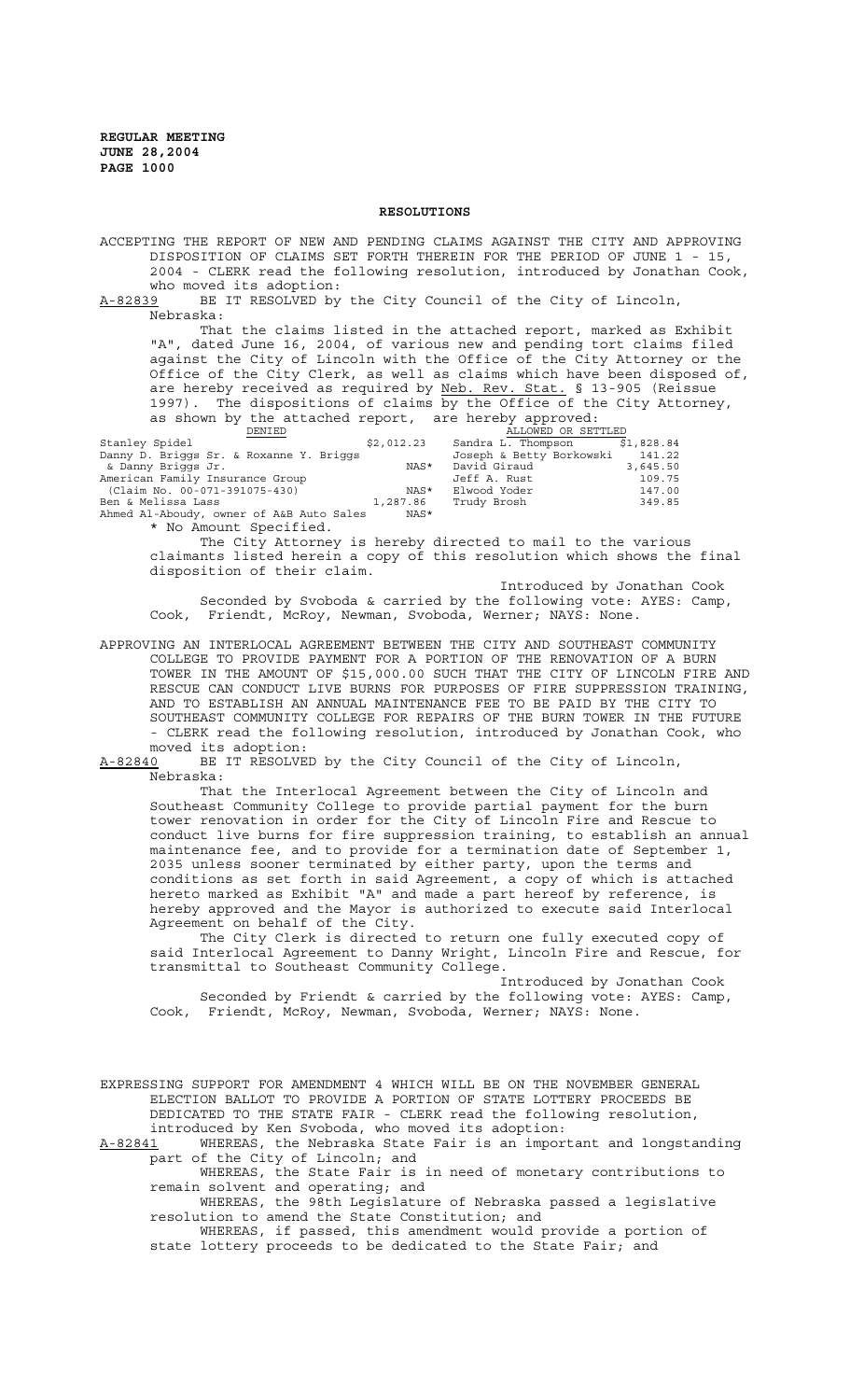**REGULAR MEETING**
**JUNE 28,2004**
**PAGE 1000**

## RESOLUTIONS

ACCEPTING THE REPORT OF NEW AND PENDING CLAIMS AGAINST THE CITY AND APPROVING DISPOSITION OF CLAIMS SET FORTH THEREIN FOR THE PERIOD OF JUNE 1 - 15, 2004 - CLERK read the following resolution, introduced by Jonathan Cook, who moved its adoption:

A-82839 BE IT RESOLVED by the City Council of the City of Lincoln, Nebraska:

That the claims listed in the attached report, marked as Exhibit "A", dated June 16, 2004, of various new and pending tort claims filed against the City of Lincoln with the Office of the City Attorney or the Office of the City Clerk, as well as claims which have been disposed of, are hereby received as required by Neb. Rev. Stat. § 13-905 (Reissue 1997). The dispositions of claims by the Office of the City Attorney, as shown by the attached report, are hereby approved:

| DENIED | | ALLOWED OR SETTLED | |
|---|---|---|---|
| Stanley Spidel | $2,012.23 | Sandra L. Thompson | $1,828.84 |
| Danny D. Briggs Sr. & Roxanne Y. Briggs & Danny Briggs Jr. | NAS* | Joseph & Betty Borkowski | 141.22 |
| | | David Giraud | 3,645.50 |
| American Family Insurance Group (Claim No. 00-071-391075-430) | NAS* | Jeff A. Rust | 109.75 |
| | | Elwood Yoder | 147.00 |
| Ben & Melissa Lass | 1,287.86 | Trudy Brosh | 349.85 |
| Ahmed Al-Aboudy, owner of A&B Auto Sales | NAS* | | |

\* No Amount Specified.

The City Attorney is hereby directed to mail to the various claimants listed herein a copy of this resolution which shows the final disposition of their claim.

Introduced by Jonathan Cook

Seconded by Svoboda & carried by the following vote: AYES: Camp, Cook, Friendt, McRoy, Newman, Svoboda, Werner; NAYS: None.

APPROVING AN INTERLOCAL AGREEMENT BETWEEN THE CITY AND SOUTHEAST COMMUNITY COLLEGE TO PROVIDE PAYMENT FOR A PORTION OF THE RENOVATION OF A BURN TOWER IN THE AMOUNT OF $15,000.00 SUCH THAT THE CITY OF LINCOLN FIRE AND RESCUE CAN CONDUCT LIVE BURNS FOR PURPOSES OF FIRE SUPPRESSION TRAINING, AND TO ESTABLISH AN ANNUAL MAINTENANCE FEE TO BE PAID BY THE CITY TO SOUTHEAST COMMUNITY COLLEGE FOR REPAIRS OF THE BURN TOWER IN THE FUTURE - CLERK read the following resolution, introduced by Jonathan Cook, who moved its adoption:

A-82840 BE IT RESOLVED by the City Council of the City of Lincoln, Nebraska:

That the Interlocal Agreement between the City of Lincoln and Southeast Community College to provide partial payment for the burn tower renovation in order for the City of Lincoln Fire and Rescue to conduct live burns for fire suppression training, to establish an annual maintenance fee, and to provide for a termination date of September 1, 2035 unless sooner terminated by either party, upon the terms and conditions as set forth in said Agreement, a copy of which is attached hereto marked as Exhibit "A" and made a part hereof by reference, is hereby approved and the Mayor is authorized to execute said Interlocal Agreement on behalf of the City.

The City Clerk is directed to return one fully executed copy of said Interlocal Agreement to Danny Wright, Lincoln Fire and Rescue, for transmittal to Southeast Community College.

Introduced by Jonathan Cook

Seconded by Friendt & carried by the following vote: AYES: Camp, Cook, Friendt, McRoy, Newman, Svoboda, Werner; NAYS: None.

EXPRESSING SUPPORT FOR AMENDMENT 4 WHICH WILL BE ON THE NOVEMBER GENERAL ELECTION BALLOT TO PROVIDE A PORTION OF STATE LOTTERY PROCEEDS BE DEDICATED TO THE STATE FAIR - CLERK read the following resolution, introduced by Ken Svoboda, who moved its adoption:

A-82841 WHEREAS, the Nebraska State Fair is an important and longstanding part of the City of Lincoln; and

WHEREAS, the State Fair is in need of monetary contributions to remain solvent and operating; and

WHEREAS, the 98th Legislature of Nebraska passed a legislative resolution to amend the State Constitution; and

WHEREAS, if passed, this amendment would provide a portion of state lottery proceeds to be dedicated to the State Fair; and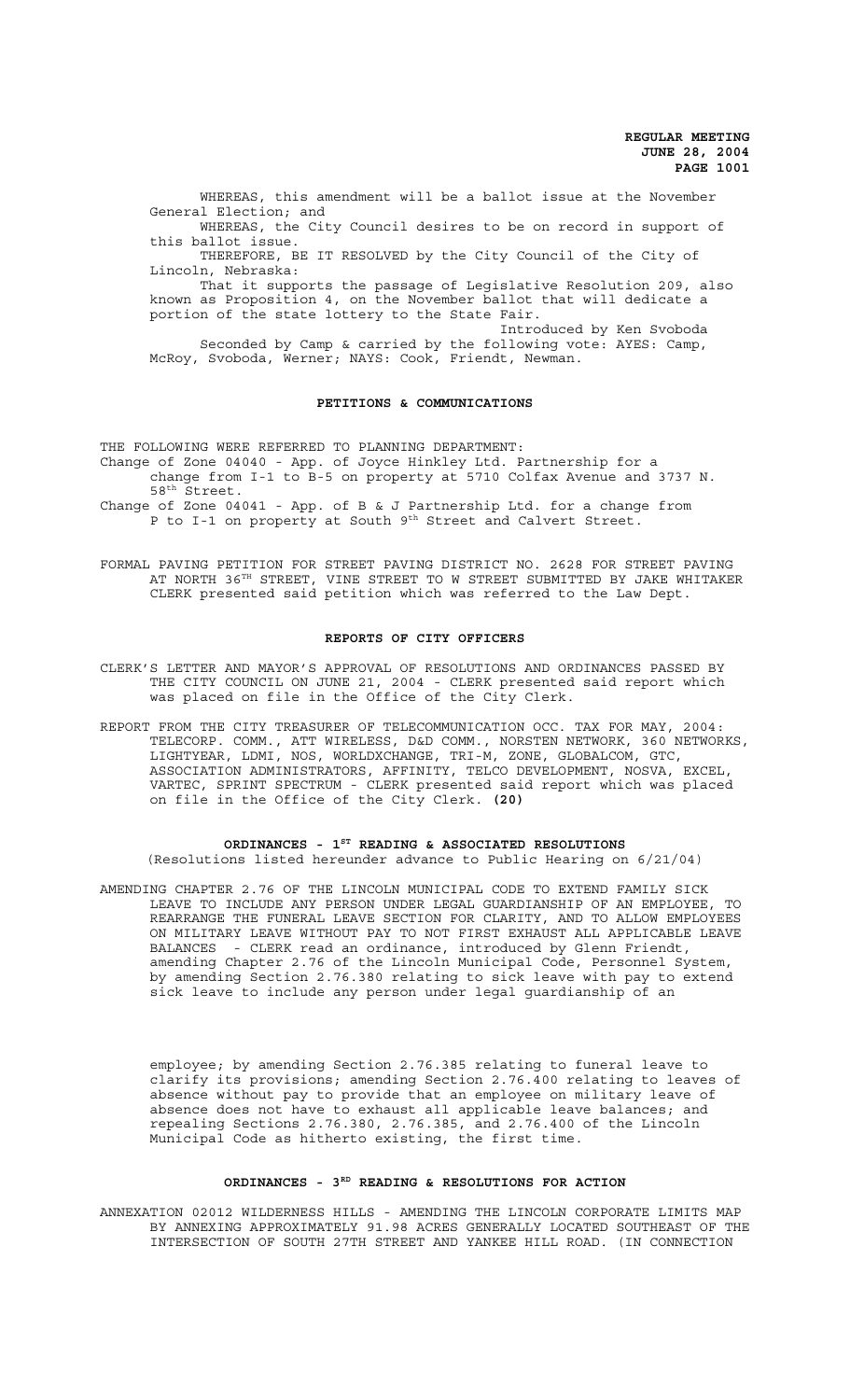WHEREAS, this amendment will be a ballot issue at the November General Election; and

WHEREAS, the City Council desires to be on record in support of this ballot issue.

THEREFORE, BE IT RESOLVED by the City Council of the City of Lincoln, Nebraska:

That it supports the passage of Legislative Resolution 209, also known as Proposition 4, on the November ballot that will dedicate a portion of the state lottery to the State Fair.

Introduced by Ken Svoboda

Seconded by Camp & carried by the following vote: AYES: Camp, McRoy, Svoboda, Werner; NAYS: Cook, Friendt, Newman.

## PETITIONS & COMMUNICATIONS

THE FOLLOWING WERE REFERRED TO PLANNING DEPARTMENT:

Change of Zone 04040 - App. of Joyce Hinkley Ltd. Partnership for a change from I-1 to B-5 on property at 5710 Colfax Avenue and 3737 N. 58th Street.

Change of Zone 04041 - App. of B & J Partnership Ltd. for a change from P to I-1 on property at South 9th Street and Calvert Street.

FORMAL PAVING PETITION FOR STREET PAVING DISTRICT NO. 2628 FOR STREET PAVING AT NORTH 36TH STREET, VINE STREET TO W STREET SUBMITTED BY JAKE WHITAKER CLERK presented said petition which was referred to the Law Dept.

## REPORTS OF CITY OFFICERS

CLERK'S LETTER AND MAYOR'S APPROVAL OF RESOLUTIONS AND ORDINANCES PASSED BY THE CITY COUNCIL ON JUNE 21, 2004 - CLERK presented said report which was placed on file in the Office of the City Clerk.

REPORT FROM THE CITY TREASURER OF TELECOMMUNICATION OCC. TAX FOR MAY, 2004: TELECORP. COMM., ATT WIRELESS, D&D COMM., NORSTEN NETWORK, 360 NETWORKS, LIGHTYEAR, LDMI, NOS, WORLDXCHANGE, TRI-M, ZONE, GLOBALCOM, GTC, ASSOCIATION ADMINISTRATORS, AFFINITY, TELCO DEVELOPMENT, NOSVA, EXCEL, VARTEC, SPRINT SPECTRUM - CLERK presented said report which was placed on file in the Office of the City Clerk. **(20)**

## ORDINANCES - 1ST READING & ASSOCIATED RESOLUTIONS

(Resolutions listed hereunder advance to Public Hearing on 6/21/04)

AMENDING CHAPTER 2.76 OF THE LINCOLN MUNICIPAL CODE TO EXTEND FAMILY SICK LEAVE TO INCLUDE ANY PERSON UNDER LEGAL GUARDIANSHIP OF AN EMPLOYEE, TO REARRANGE THE FUNERAL LEAVE SECTION FOR CLARITY, AND TO ALLOW EMPLOYEES ON MILITARY LEAVE WITHOUT PAY TO NOT FIRST EXHAUST ALL APPLICABLE LEAVE BALANCES - CLERK read an ordinance, introduced by Glenn Friendt, amending Chapter 2.76 of the Lincoln Municipal Code, Personnel System, by amending Section 2.76.380 relating to sick leave with pay to extend sick leave to include any person under legal guardianship of an employee; by amending Section 2.76.385 relating to funeral leave to clarify its provisions; amending Section 2.76.400 relating to leaves of absence without pay to provide that an employee on military leave of absence does not have to exhaust all applicable leave balances; and repealing Sections 2.76.380, 2.76.385, and 2.76.400 of the Lincoln Municipal Code as hitherto existing, the first time.

## ORDINANCES - 3RD READING & RESOLUTIONS FOR ACTION

ANNEXATION 02012 WILDERNESS HILLS - AMENDING THE LINCOLN CORPORATE LIMITS MAP BY ANNEXING APPROXIMATELY 91.98 ACRES GENERALLY LOCATED SOUTHEAST OF THE INTERSECTION OF SOUTH 27TH STREET AND YANKEE HILL ROAD. (IN CONNECTION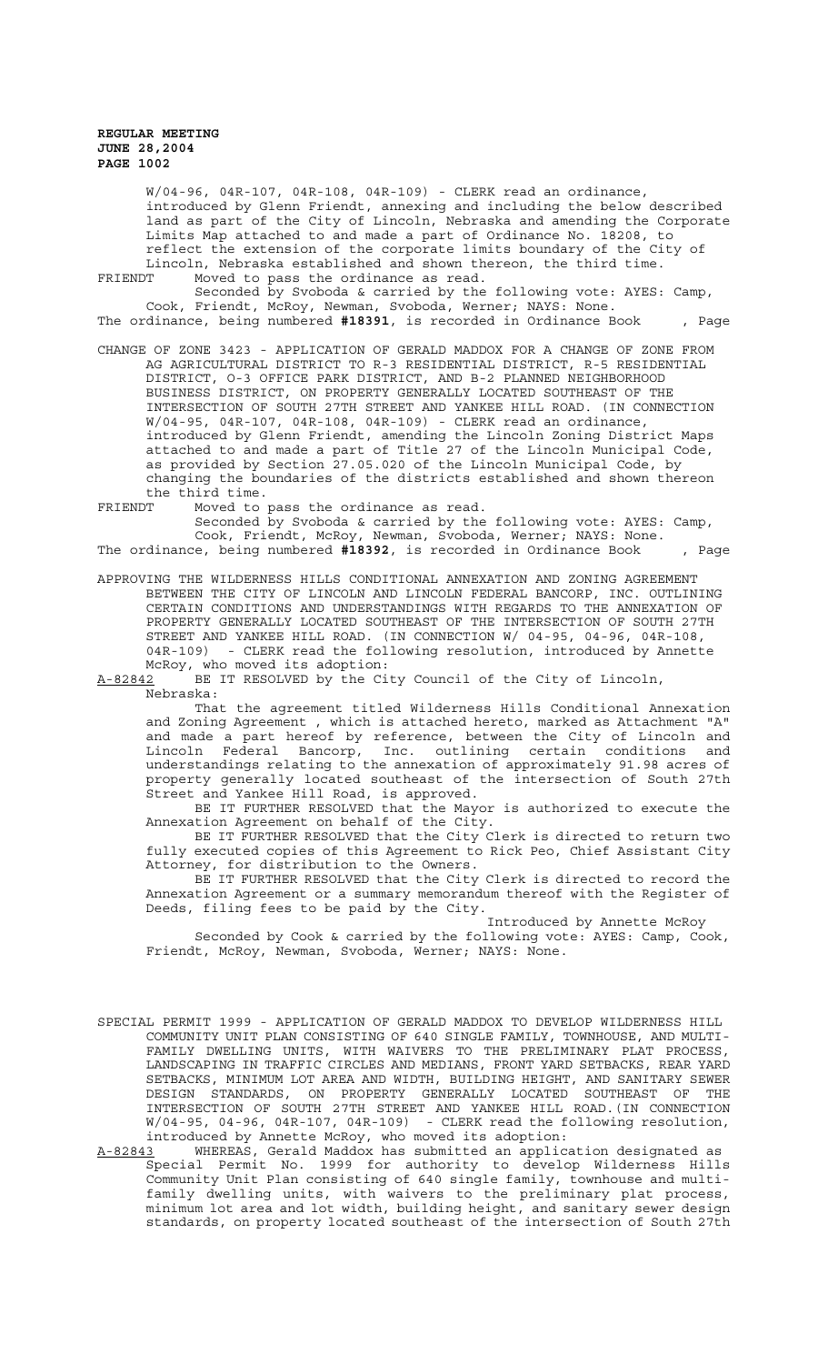W/04-96, 04R-107, 04R-108, 04R-109) - CLERK read an ordinance, introduced by Glenn Friendt, annexing and including the below described land as part of the City of Lincoln, Nebraska and amending the Corporate Limits Map attached to and made a part of Ordinance No. 18208, to reflect the extension of the corporate limits boundary of the City of Lincoln, Nebraska established and shown thereon, the third time.

FRIENDT Moved to pass the ordinance as read.

Seconded by Svoboda & carried by the following vote: AYES: Camp, Cook, Friendt, McRoy, Newman, Svoboda, Werner; NAYS: None.

The ordinance, being numbered **#18391**, is recorded in Ordinance Book , Page

CHANGE OF ZONE 3423 - APPLICATION OF GERALD MADDOX FOR A CHANGE OF ZONE FROM AG AGRICULTURAL DISTRICT TO R-3 RESIDENTIAL DISTRICT, R-5 RESIDENTIAL DISTRICT, O-3 OFFICE PARK DISTRICT, AND B-2 PLANNED NEIGHBORHOOD BUSINESS DISTRICT, ON PROPERTY GENERALLY LOCATED SOUTHEAST OF THE INTERSECTION OF SOUTH 27TH STREET AND YANKEE HILL ROAD. (IN CONNECTION W/04-95, 04R-107, 04R-108, 04R-109) - CLERK read an ordinance, introduced by Glenn Friendt, amending the Lincoln Zoning District Maps attached to and made a part of Title 27 of the Lincoln Municipal Code, as provided by Section 27.05.020 of the Lincoln Municipal Code, by changing the boundaries of the districts established and shown thereon the third time.

FRIENDT Moved to pass the ordinance as read.

Seconded by Svoboda & carried by the following vote: AYES: Camp, Cook, Friendt, McRoy, Newman, Svoboda, Werner; NAYS: None.

The ordinance, being numbered **#18392**, is recorded in Ordinance Book , Page

APPROVING THE WILDERNESS HILLS CONDITIONAL ANNEXATION AND ZONING AGREEMENT BETWEEN THE CITY OF LINCOLN AND LINCOLN FEDERAL BANCORP, INC. OUTLINING CERTAIN CONDITIONS AND UNDERSTANDINGS WITH REGARDS TO THE ANNEXATION OF PROPERTY GENERALLY LOCATED SOUTHEAST OF THE INTERSECTION OF SOUTH 27TH STREET AND YANKEE HILL ROAD. (IN CONNECTION W/ 04-95, 04-96, 04R-108, 04R-109) - CLERK read the following resolution, introduced by Annette McRoy, who moved its adoption:

A-82842 BE IT RESOLVED by the City Council of the City of Lincoln, Nebraska:

That the agreement titled Wilderness Hills Conditional Annexation and Zoning Agreement , which is attached hereto, marked as Attachment "A" and made a part hereof by reference, between the City of Lincoln and Lincoln Federal Bancorp, Inc. outlining certain conditions and understandings relating to the annexation of approximately 91.98 acres of property generally located southeast of the intersection of South 27th Street and Yankee Hill Road, is approved.

BE IT FURTHER RESOLVED that the Mayor is authorized to execute the Annexation Agreement on behalf of the City.

BE IT FURTHER RESOLVED that the City Clerk is directed to return two fully executed copies of this Agreement to Rick Peo, Chief Assistant City Attorney, for distribution to the Owners.

BE IT FURTHER RESOLVED that the City Clerk is directed to record the Annexation Agreement or a summary memorandum thereof with the Register of Deeds, filing fees to be paid by the City.

Introduced by Annette McRoy

Seconded by Cook & carried by the following vote: AYES: Camp, Cook, Friendt, McRoy, Newman, Svoboda, Werner; NAYS: None.

SPECIAL PERMIT 1999 - APPLICATION OF GERALD MADDOX TO DEVELOP WILDERNESS HILL COMMUNITY UNIT PLAN CONSISTING OF 640 SINGLE FAMILY, TOWNHOUSE, AND MULTI-FAMILY DWELLING UNITS, WITH WAIVERS TO THE PRELIMINARY PLAT PROCESS, LANDSCAPING IN TRAFFIC CIRCLES AND MEDIANS, FRONT YARD SETBACKS, REAR YARD SETBACKS, MINIMUM LOT AREA AND WIDTH, BUILDING HEIGHT, AND SANITARY SEWER DESIGN STANDARDS, ON PROPERTY GENERALLY LOCATED SOUTHEAST OF THE INTERSECTION OF SOUTH 27TH STREET AND YANKEE HILL ROAD.(IN CONNECTION W/04-95, 04-96, 04R-107, 04R-109) - CLERK read the following resolution, introduced by Annette McRoy, who moved its adoption:

A-82843 WHEREAS, Gerald Maddox has submitted an application designated as Special Permit No. 1999 for authority to develop Wilderness Hills Community Unit Plan consisting of 640 single family, townhouse and multi-family dwelling units, with waivers to the preliminary plat process, minimum lot area and lot width, building height, and sanitary sewer design standards, on property located southeast of the intersection of South 27th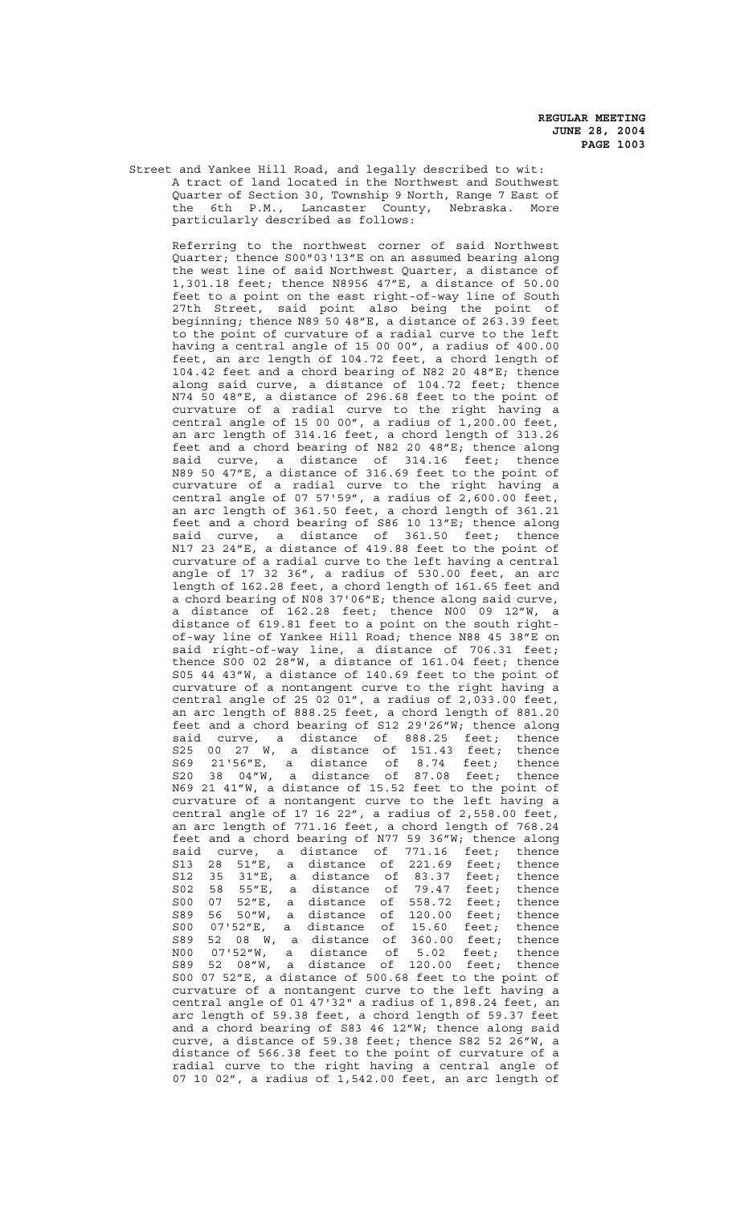Street and Yankee Hill Road, and legally described to wit:

A tract of land located in the Northwest and Southwest Quarter of Section 30, Township 9 North, Range 7 East of the 6th P.M., Lancaster County, Nebraska. More particularly described as follows:

Referring to the northwest corner of said Northwest Quarter; thence S00"03'13"E on an assumed bearing along the west line of said Northwest Quarter, a distance of 1,301.18 feet; thence N8956 47"E, a distance of 50.00 feet to a point on the east right-of-way line of South 27th Street, said point also being the point of beginning; thence N89 50 48"E, a distance of 263.39 feet to the point of curvature of a radial curve to the left having a central angle of 15 00 00", a radius of 400.00 feet, an arc length of 104.72 feet, a chord length of 104.42 feet and a chord bearing of N82 20 48"E; thence along said curve, a distance of 104.72 feet; thence N74 50 48"E, a distance of 296.68 feet to the point of curvature of a radial curve to the right having a central angle of 15 00 00", a radius of 1,200.00 feet, an arc length of 314.16 feet, a chord length of 313.26 feet and a chord bearing of N82 20 48"E; thence along said curve, a distance of 314.16 feet; thence N89 50 47"E, a distance of 316.69 feet to the point of curvature of a radial curve to the right having a central angle of 07 57'59", a radius of 2,600.00 feet, an arc length of 361.50 feet, a chord length of 361.21 feet and a chord bearing of S86 10 13"E; thence along said curve, a distance of 361.50 feet; thence N17 23 24"E, a distance of 419.88 feet to the point of curvature of a radial curve to the left having a central angle of 17 32 36", a radius of 530.00 feet, an arc length of 162.28 feet, a chord length of 161.65 feet and a chord bearing of N08 37'06"E; thence along said curve, a distance of 162.28 feet; thence N00 09 12"W, a distance of 619.81 feet to a point on the south right-of-way line of Yankee Hill Road; thence N88 45 38"E on said right-of-way line, a distance of 706.31 feet; thence S00 02 28"W, a distance of 161.04 feet; thence S05 44 43"W, a distance of 140.69 feet to the point of curvature of a nontangent curve to the right having a central angle of 25 02 01", a radius of 2,033.00 feet, an arc length of 888.25 feet, a chord length of 881.20 feet and a chord bearing of S12 29'26"W; thence along said curve, a distance of 888.25 feet; thence S25 00 27 W, a distance of 151.43 feet; thence S69 21'56"E, a distance of 8.74 feet; thence S20 38 04"W, a distance of 87.08 feet; thence N69 21 41"W, a distance of 15.52 feet to the point of curvature of a nontangent curve to the left having a central angle of 17 16 22", a radius of 2,558.00 feet, an arc length of 771.16 feet, a chord length of 768.24 feet and a chord bearing of N77 59 36"W; thence along said curve, a distance of 771.16 feet; thence S13 28 51"E, a distance of 221.69 feet; thence S12 35 31"E, a distance of 83.37 feet; thence S02 58 55"E, a distance of 79.47 feet; thence S00 07 52"E, a distance of 558.72 feet; thence S89 56 50"W, a distance of 120.00 feet; thence S00 07'52"E, a distance of 15.60 feet; thence S89 52 08 W, a distance of 360.00 feet; thence N00 07'52"W, a distance of 5.02 feet; thence S89 52 08"W, a distance of 120.00 feet; thence S00 07 52"E, a distance of 500.68 feet to the point of curvature of a nontangent curve to the left having a central angle of 01 47'32" a radius of 1,898.24 feet, an arc length of 59.38 feet, a chord length of 59.37 feet and a chord bearing of S83 46 12"W; thence along said curve, a distance of 59.38 feet; thence S82 52 26"W, a distance of 566.38 feet to the point of curvature of a radial curve to the right having a central angle of 07 10 02", a radius of 1,542.00 feet, an arc length of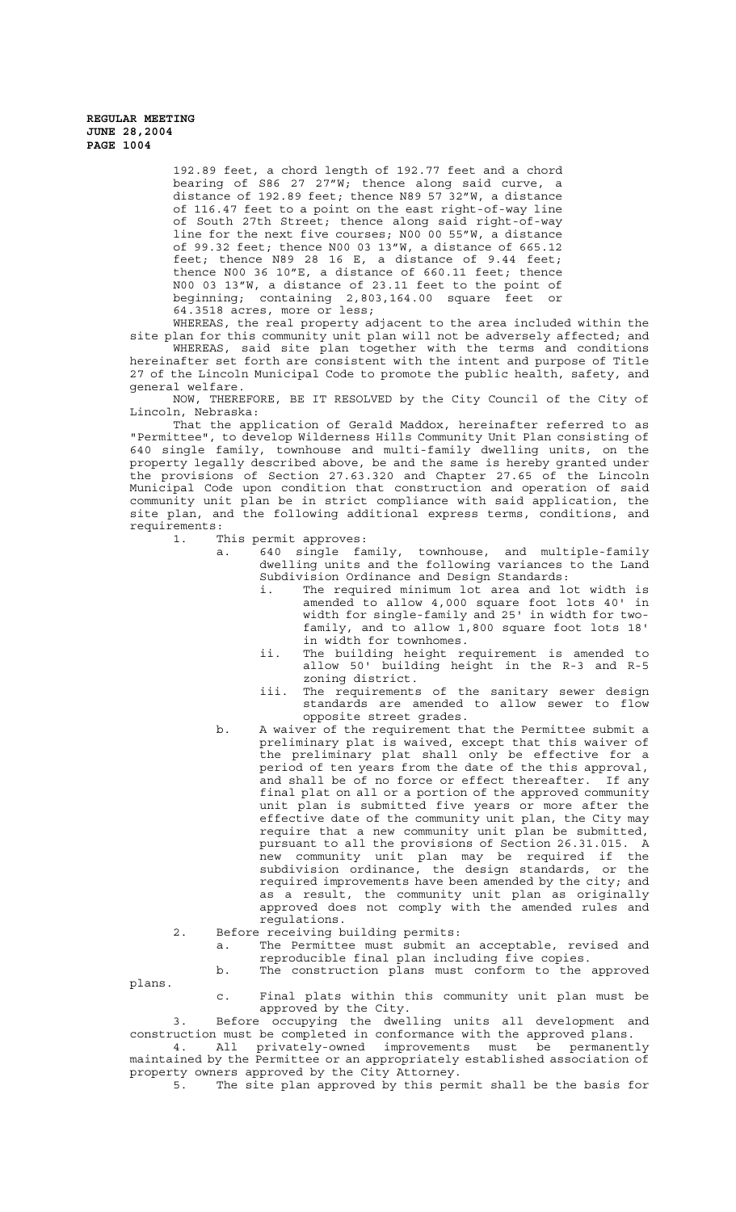192.89 feet, a chord length of 192.77 feet and a chord bearing of S86 27 27"W; thence along said curve, a distance of 192.89 feet; thence N89 57 32"W, a distance of 116.47 feet to a point on the east right-of-way line of South 27th Street; thence along said right-of-way line for the next five courses; N00 00 55"W, a distance of 99.32 feet; thence N00 03 13"W, a distance of 665.12 feet; thence N89 28 16 E, a distance of 9.44 feet; thence N00 36 10"E, a distance of 660.11 feet; thence N00 03 13"W, a distance of 23.11 feet to the point of beginning; containing 2,803,164.00 square feet or 64.3518 acres, more or less;

WHEREAS, the real property adjacent to the area included within the site plan for this community unit plan will not be adversely affected; and

WHEREAS, said site plan together with the terms and conditions hereinafter set forth are consistent with the intent and purpose of Title 27 of the Lincoln Municipal Code to promote the public health, safety, and general welfare.

NOW, THEREFORE, BE IT RESOLVED by the City Council of the City of Lincoln, Nebraska:

That the application of Gerald Maddox, hereinafter referred to as "Permittee", to develop Wilderness Hills Community Unit Plan consisting of 640 single family, townhouse and multi-family dwelling units, on the property legally described above, be and the same is hereby granted under the provisions of Section 27.63.320 and Chapter 27.65 of the Lincoln Municipal Code upon condition that construction and operation of said community unit plan be in strict compliance with said application, the site plan, and the following additional express terms, conditions, and requirements:

1. This permit approves:
   a. 640 single family, townhouse, and multiple-family dwelling units and the following variances to the Land Subdivision Ordinance and Design Standards:
      i. The required minimum lot area and lot width is amended to allow 4,000 square foot lots 40' in width for single-family and 25' in width for two-family, and to allow 1,800 square foot lots 18' in width for townhomes.
      ii. The building height requirement is amended to allow 50' building height in the R-3 and R-5 zoning district.
      iii. The requirements of the sanitary sewer design standards are amended to allow sewer to flow opposite street grades.
   b. A waiver of the requirement that the Permittee submit a preliminary plat is waived, except that this waiver of the preliminary plat shall only be effective for a period of ten years from the date of the this approval, and shall be of no force or effect thereafter. If any final plat on all or a portion of the approved community unit plan is submitted five years or more after the effective date of the community unit plan, the City may require that a new community unit plan be submitted, pursuant to all the provisions of Section 26.31.015. A new community unit plan may be required if the subdivision ordinance, the design standards, or the required improvements have been amended by the city; and as a result, the community unit plan as originally approved does not comply with the amended rules and regulations.
2. Before receiving building permits:
   a. The Permittee must submit an acceptable, revised and reproducible final plan including five copies.
   b. The construction plans must conform to the approved plans.
   c. Final plats within this community unit plan must be approved by the City.
3. Before occupying the dwelling units all development and construction must be completed in conformance with the approved plans.
4. All privately-owned improvements must be permanently maintained by the Permittee or an appropriately established association of property owners approved by the City Attorney.
5. The site plan approved by this permit shall be the basis for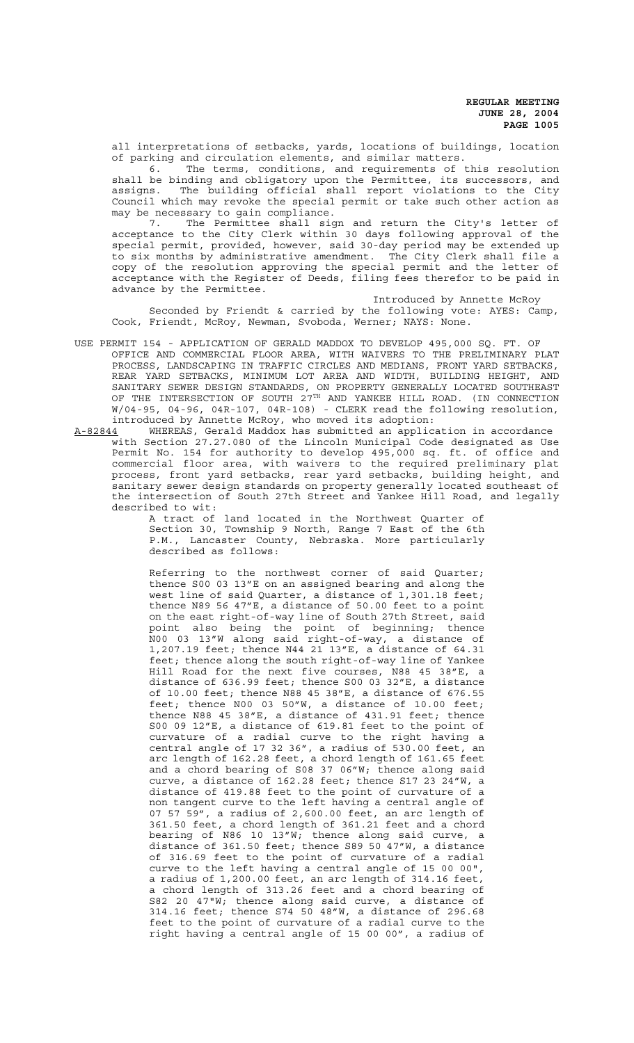all interpretations of setbacks, yards, locations of buildings, location of parking and circulation elements, and similar matters.

6. The terms, conditions, and requirements of this resolution shall be binding and obligatory upon the Permittee, its successors, and assigns. The building official shall report violations to the City Council which may revoke the special permit or take such other action as may be necessary to gain compliance.

7. The Permittee shall sign and return the City's letter of acceptance to the City Clerk within 30 days following approval of the special permit, provided, however, said 30-day period may be extended up to six months by administrative amendment. The City Clerk shall file a copy of the resolution approving the special permit and the letter of acceptance with the Register of Deeds, filing fees therefor to be paid in advance by the Permittee.

Introduced by Annette McRoy

Seconded by Friendt & carried by the following vote: AYES: Camp, Cook, Friendt, McRoy, Newman, Svoboda, Werner; NAYS: None.

USE PERMIT 154 - APPLICATION OF GERALD MADDOX TO DEVELOP 495,000 SQ. FT. OF OFFICE AND COMMERCIAL FLOOR AREA, WITH WAIVERS TO THE PRELIMINARY PLAT PROCESS, LANDSCAPING IN TRAFFIC CIRCLES AND MEDIANS, FRONT YARD SETBACKS, REAR YARD SETBACKS, MINIMUM LOT AREA AND WIDTH, BUILDING HEIGHT, AND SANITARY SEWER DESIGN STANDARDS, ON PROPERTY GENERALLY LOCATED SOUTHEAST OF THE INTERSECTION OF SOUTH 27TH AND YANKEE HILL ROAD. (IN CONNECTION W/04-95, 04-96, 04R-107, 04R-108) - CLERK read the following resolution, introduced by Annette McRoy, who moved its adoption:

A-82844 WHEREAS, Gerald Maddox has submitted an application in accordance with Section 27.27.080 of the Lincoln Municipal Code designated as Use Permit No. 154 for authority to develop 495,000 sq. ft. of office and commercial floor area, with waivers to the required preliminary plat process, front yard setbacks, rear yard setbacks, building height, and sanitary sewer design standards on property generally located southeast of the intersection of South 27th Street and Yankee Hill Road, and legally described to wit:

A tract of land located in the Northwest Quarter of Section 30, Township 9 North, Range 7 East of the 6th P.M., Lancaster County, Nebraska. More particularly described as follows:

Referring to the northwest corner of said Quarter; thence S00 03 13"E on an assigned bearing and along the west line of said Quarter, a distance of 1,301.18 feet; thence N89 56 47"E, a distance of 50.00 feet to a point on the east right-of-way line of South 27th Street, said point also being the point of beginning; thence N00 03 13"W along said right-of-way, a distance of 1,207.19 feet; thence N44 21 13"E, a distance of 64.31 feet; thence along the south right-of-way line of Yankee Hill Road for the next five courses, N88 45 38"E, a distance of 636.99 feet; thence S00 03 32"E, a distance of 10.00 feet; thence N88 45 38"E, a distance of 676.55 feet; thence N00 03 50"W, a distance of 10.00 feet; thence N88 45 38"E, a distance of 431.91 feet; thence S00 09 12"E, a distance of 619.81 feet to the point of curvature of a radial curve to the right having a central angle of 17 32 36", a radius of 530.00 feet, an arc length of 162.28 feet, a chord length of 161.65 feet and a chord bearing of S08 37 06"W; thence along said curve, a distance of 162.28 feet; thence S17 23 24"W, a distance of 419.88 feet to the point of curvature of a non tangent curve to the left having a central angle of 07 57 59", a radius of 2,600.00 feet, an arc length of 361.50 feet, a chord length of 361.21 feet and a chord bearing of N86 10 13"W; thence along said curve, a distance of 361.50 feet; thence S89 50 47"W, a distance of 316.69 feet to the point of curvature of a radial curve to the left having a central angle of 15 00 00", a radius of 1,200.00 feet, an arc length of 314.16 feet, a chord length of 313.26 feet and a chord bearing of S82 20 47"W; thence along said curve, a distance of 314.16 feet; thence S74 50 48"W, a distance of 296.68 feet to the point of curvature of a radial curve to the right having a central angle of 15 00 00", a radius of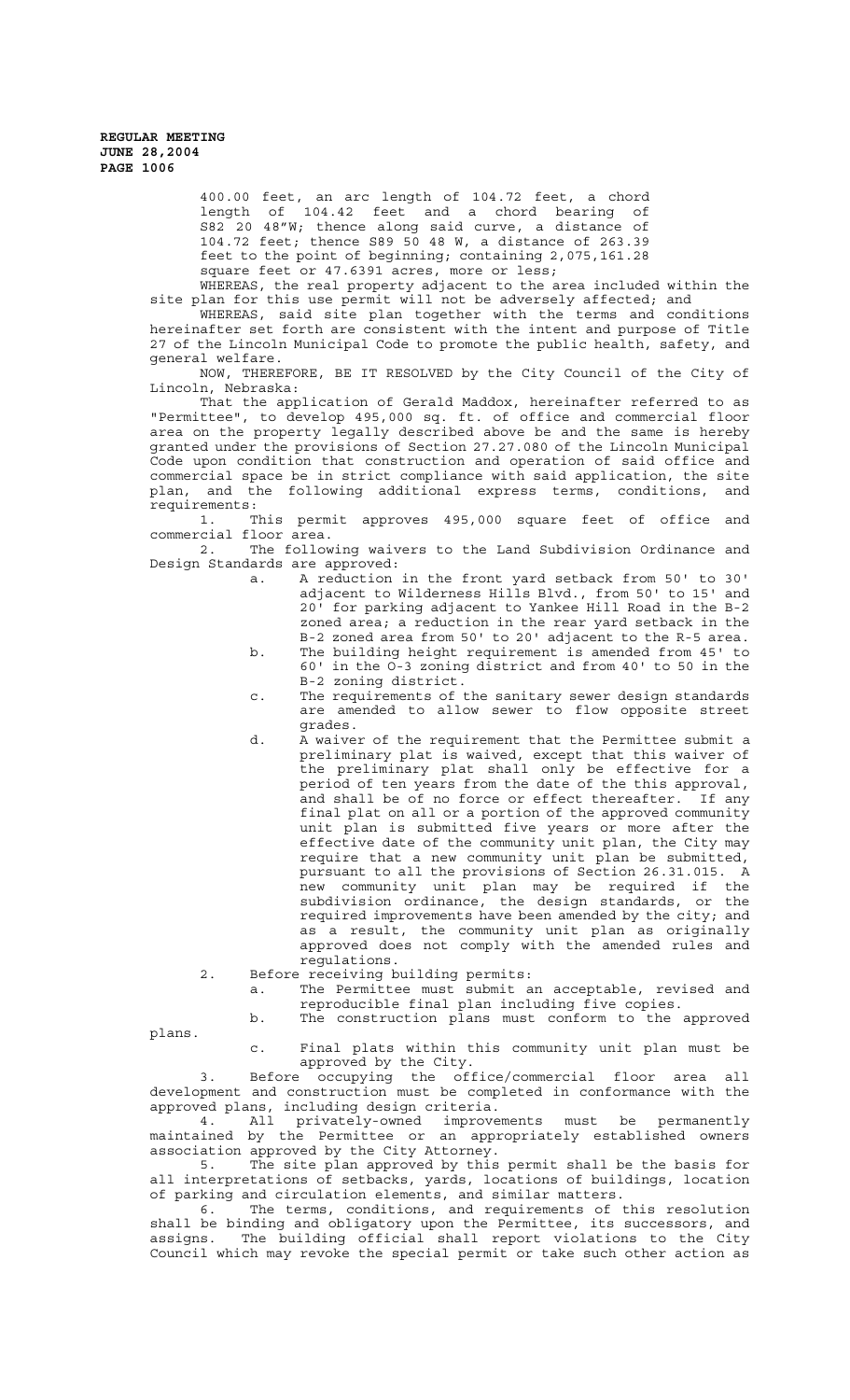400.00 feet, an arc length of 104.72 feet, a chord length of 104.42 feet and a chord bearing of S82 20 48"W; thence along said curve, a distance of 104.72 feet; thence S89 50 48 W, a distance of 263.39 feet to the point of beginning; containing 2,075,161.28 square feet or 47.6391 acres, more or less;

WHEREAS, the real property adjacent to the area included within the site plan for this use permit will not be adversely affected; and

WHEREAS, said site plan together with the terms and conditions hereinafter set forth are consistent with the intent and purpose of Title 27 of the Lincoln Municipal Code to promote the public health, safety, and general welfare.

NOW, THEREFORE, BE IT RESOLVED by the City Council of the City of Lincoln, Nebraska:

That the application of Gerald Maddox, hereinafter referred to as "Permittee", to develop 495,000 sq. ft. of office and commercial floor area on the property legally described above be and the same is hereby granted under the provisions of Section 27.27.080 of the Lincoln Municipal Code upon condition that construction and operation of said office and commercial space be in strict compliance with said application, the site plan, and the following additional express terms, conditions, and requirements:

1. This permit approves 495,000 square feet of office and commercial floor area.
2. The following waivers to the Land Subdivision Ordinance and Design Standards are approved:
   a. A reduction in the front yard setback from 50' to 30' adjacent to Wilderness Hills Blvd., from 50' to 15' and 20' for parking adjacent to Yankee Hill Road in the B-2 zoned area; a reduction in the rear yard setback in the B-2 zoned area from 50' to 20' adjacent to the R-5 area.
   b. The building height requirement is amended from 45' to 60' in the O-3 zoning district and from 40' to 50 in the B-2 zoning district.
   c. The requirements of the sanitary sewer design standards are amended to allow sewer to flow opposite street grades.
   d. A waiver of the requirement that the Permittee submit a preliminary plat is waived, except that this waiver of the preliminary plat shall only be effective for a period of ten years from the date of the this approval, and shall be of no force or effect thereafter. If any final plat on all or a portion of the approved community unit plan is submitted five years or more after the effective date of the community unit plan, the City may require that a new community unit plan be submitted, pursuant to all the provisions of Section 26.31.015. A new community unit plan may be required if the subdivision ordinance, the design standards, or the required improvements have been amended by the city; and as a result, the community unit plan as originally approved does not comply with the amended rules and regulations.
2. Before receiving building permits:
   a. The Permittee must submit an acceptable, revised and reproducible final plan including five copies.
   b. The construction plans must conform to the approved plans.
   c. Final plats within this community unit plan must be approved by the City.
3. Before occupying the office/commercial floor area all development and construction must be completed in conformance with the approved plans, including design criteria.
4. All privately-owned improvements must be permanently maintained by the Permittee or an appropriately established owners association approved by the City Attorney.
5. The site plan approved by this permit shall be the basis for all interpretations of setbacks, yards, locations of buildings, location of parking and circulation elements, and similar matters.
6. The terms, conditions, and requirements of this resolution shall be binding and obligatory upon the Permittee, its successors, and assigns. The building official shall report violations to the City Council which may revoke the special permit or take such other action as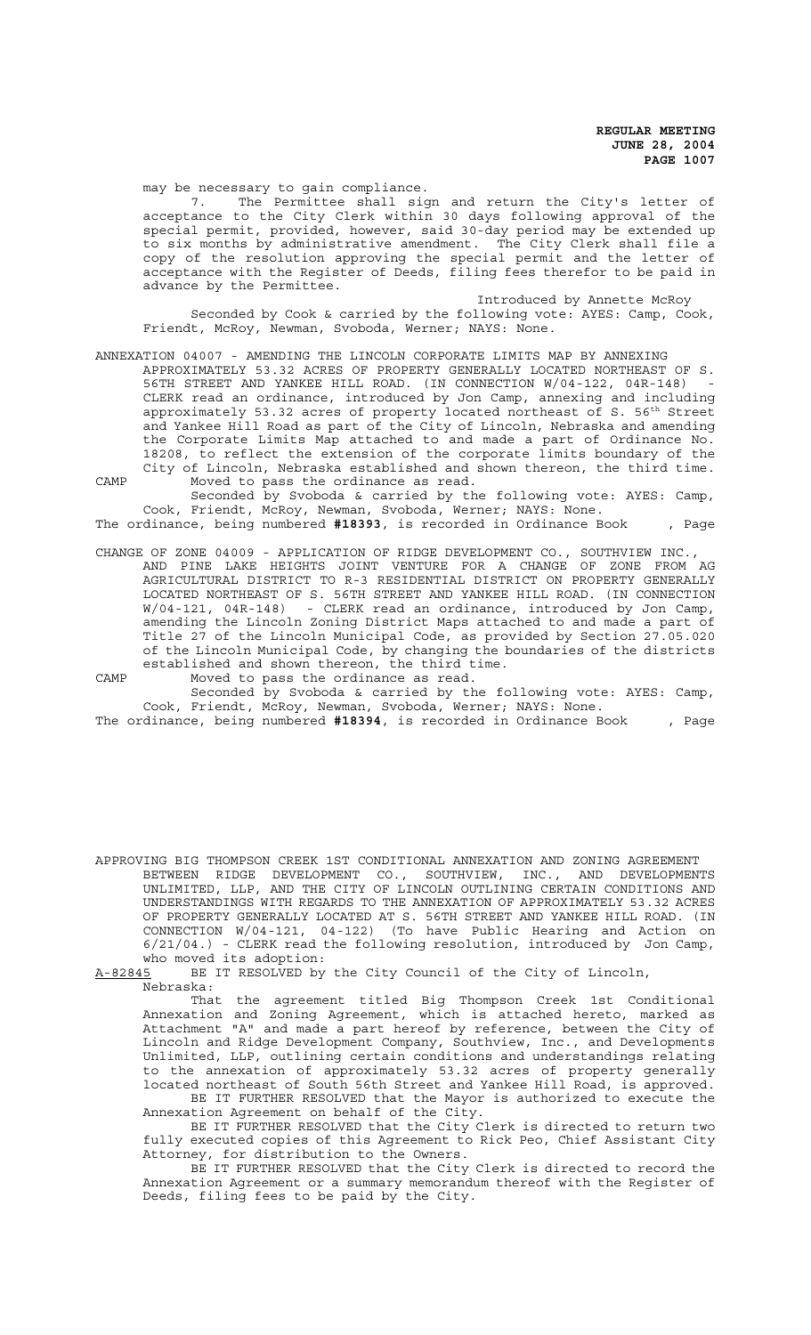may be necessary to gain compliance.

7. The Permittee shall sign and return the City's letter of acceptance to the City Clerk within 30 days following approval of the special permit, provided, however, said 30-day period may be extended up to six months by administrative amendment. The City Clerk shall file a copy of the resolution approving the special permit and the letter of acceptance with the Register of Deeds, filing fees therefor to be paid in advance by the Permittee.

Introduced by Annette McRoy

Seconded by Cook & carried by the following vote: AYES: Camp, Cook, Friendt, McRoy, Newman, Svoboda, Werner; NAYS: None.

ANNEXATION 04007 - AMENDING THE LINCOLN CORPORATE LIMITS MAP BY ANNEXING APPROXIMATELY 53.32 ACRES OF PROPERTY GENERALLY LOCATED NORTHEAST OF S. 56TH STREET AND YANKEE HILL ROAD. (IN CONNECTION W/04-122, 04R-148) - CLERK read an ordinance, introduced by Jon Camp, annexing and including approximately 53.32 acres of property located northeast of S. 56th Street and Yankee Hill Road as part of the City of Lincoln, Nebraska and amending the Corporate Limits Map attached to and made a part of Ordinance No. 18208, to reflect the extension of the corporate limits boundary of the City of Lincoln, Nebraska established and shown thereon, the third time.

CAMP Moved to pass the ordinance as read.

Seconded by Svoboda & carried by the following vote: AYES: Camp, Cook, Friendt, McRoy, Newman, Svoboda, Werner; NAYS: None.

The ordinance, being numbered **#18393**, is recorded in Ordinance Book , Page

CHANGE OF ZONE 04009 - APPLICATION OF RIDGE DEVELOPMENT CO., SOUTHVIEW INC., AND PINE LAKE HEIGHTS JOINT VENTURE FOR A CHANGE OF ZONE FROM AG AGRICULTURAL DISTRICT TO R-3 RESIDENTIAL DISTRICT ON PROPERTY GENERALLY LOCATED NORTHEAST OF S. 56TH STREET AND YANKEE HILL ROAD. (IN CONNECTION W/04-121, 04R-148) - CLERK read an ordinance, introduced by Jon Camp, amending the Lincoln Zoning District Maps attached to and made a part of Title 27 of the Lincoln Municipal Code, as provided by Section 27.05.020 of the Lincoln Municipal Code, by changing the boundaries of the districts established and shown thereon, the third time.

CAMP Moved to pass the ordinance as read.

Seconded by Svoboda & carried by the following vote: AYES: Camp, Cook, Friendt, McRoy, Newman, Svoboda, Werner; NAYS: None.

The ordinance, being numbered **#18394**, is recorded in Ordinance Book , Page

APPROVING BIG THOMPSON CREEK 1ST CONDITIONAL ANNEXATION AND ZONING AGREEMENT BETWEEN RIDGE DEVELOPMENT CO., SOUTHVIEW, INC., AND DEVELOPMENTS UNLIMITED, LLP, AND THE CITY OF LINCOLN OUTLINING CERTAIN CONDITIONS AND UNDERSTANDINGS WITH REGARDS TO THE ANNEXATION OF APPROXIMATELY 53.32 ACRES OF PROPERTY GENERALLY LOCATED AT S. 56TH STREET AND YANKEE HILL ROAD. (IN CONNECTION W/04-121, 04-122) (To have Public Hearing and Action on 6/21/04.) - CLERK read the following resolution, introduced by Jon Camp, who moved its adoption:

A-82845 BE IT RESOLVED by the City Council of the City of Lincoln, Nebraska:

That the agreement titled Big Thompson Creek 1st Conditional Annexation and Zoning Agreement, which is attached hereto, marked as Attachment "A" and made a part hereof by reference, between the City of Lincoln and Ridge Development Company, Southview, Inc., and Developments Unlimited, LLP, outlining certain conditions and understandings relating to the annexation of approximately 53.32 acres of property generally located northeast of South 56th Street and Yankee Hill Road, is approved.

BE IT FURTHER RESOLVED that the Mayor is authorized to execute the Annexation Agreement on behalf of the City.

BE IT FURTHER RESOLVED that the City Clerk is directed to return two fully executed copies of this Agreement to Rick Peo, Chief Assistant City Attorney, for distribution to the Owners.

BE IT FURTHER RESOLVED that the City Clerk is directed to record the Annexation Agreement or a summary memorandum thereof with the Register of Deeds, filing fees to be paid by the City.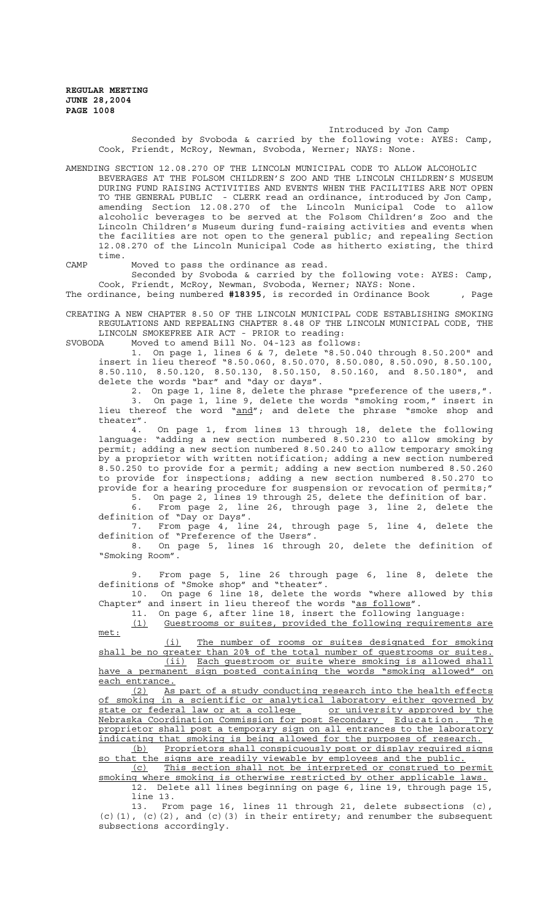Introduced by Jon Camp

Seconded by Svoboda & carried by the following vote: AYES: Camp, Cook, Friendt, McRoy, Newman, Svoboda, Werner; NAYS: None.

AMENDING SECTION 12.08.270 OF THE LINCOLN MUNICIPAL CODE TO ALLOW ALCOHOLIC BEVERAGES AT THE FOLSOM CHILDREN'S ZOO AND THE LINCOLN CHILDREN'S MUSEUM DURING FUND RAISING ACTIVITIES AND EVENTS WHEN THE FACILITIES ARE NOT OPEN TO THE GENERAL PUBLIC - CLERK read an ordinance, introduced by Jon Camp, amending Section 12.08.270 of the Lincoln Municipal Code to allow alcoholic beverages to be served at the Folsom Children's Zoo and the Lincoln Children's Museum during fund-raising activities and events when the facilities are not open to the general public; and repealing Section 12.08.270 of the Lincoln Municipal Code as hitherto existing, the third time.

CAMP Moved to pass the ordinance as read.

Seconded by Svoboda & carried by the following vote: AYES: Camp, Cook, Friendt, McRoy, Newman, Svoboda, Werner; NAYS: None.

The ordinance, being numbered **#18395**, is recorded in Ordinance Book , Page

CREATING A NEW CHAPTER 8.50 OF THE LINCOLN MUNICIPAL CODE ESTABLISHING SMOKING REGULATIONS AND REPEALING CHAPTER 8.48 OF THE LINCOLN MUNICIPAL CODE, THE LINCOLN SMOKEFREE AIR ACT - PRIOR to reading:

SVOBODA Moved to amend Bill No. 04-123 as follows:

1. On page 1, lines 6 & 7, delete "8.50.040 through 8.50.200" and insert in lieu thereof "8.50.060, 8.50.070, 8.50.080, 8.50.090, 8.50.100, 8.50.110, 8.50.120, 8.50.130, 8.50.150, 8.50.160, and 8.50.180", and delete the words "bar" and "day or days".

2. On page 1, line 8, delete the phrase "preference of the users,".

3. On page 1, line 9, delete the words "smoking room," insert in lieu thereof the word "and"; and delete the phrase "smoke shop and theater".

4. On page 1, from lines 13 through 18, delete the following language: "adding a new section numbered 8.50.230 to allow smoking by permit; adding a new section numbered 8.50.240 to allow temporary smoking by a proprietor with written notification; adding a new section numbered 8.50.250 to provide for a permit; adding a new section numbered 8.50.260 to provide for inspections; adding a new section numbered 8.50.270 to provide for a hearing procedure for suspension or revocation of permits;"

5. On page 2, lines 19 through 25, delete the definition of bar.

6. From page 2, line 26, through page 3, line 2, delete the definition of "Day or Days".

7. From page 4, line 24, through page 5, line 4, delete the definition of "Preference of the Users".

8. On page 5, lines 16 through 20, delete the definition of "Smoking Room".

9. From page 5, line 26 through page 6, line 8, delete the definitions of "Smoke shop" and "theater".

10. On page 6 line 18, delete the words "where allowed by this Chapter" and insert in lieu thereof the words "as follows".

11. On page 6, after line 18, insert the following language:

(1) Guestrooms or suites, provided the following requirements are met:

(i) The number of rooms or suites designated for smoking shall be no greater than 20% of the total number of guestrooms or suites.

(ii) Each guestroom or suite where smoking is allowed shall have a permanent sign posted containing the words "smoking allowed" on each entrance.

(2) As part of a study conducting research into the health effects of smoking in a scientific or analytical laboratory either governed by state or federal law or at a college or university approved by the Nebraska Coordination Commission for post Secondary Education. The proprietor shall post a temporary sign on all entrances to the laboratory indicating that smoking is being allowed for the purposes of research.

(b) Proprietors shall conspicuously post or display required signs so that the signs are readily viewable by employees and the public.

(c) This section shall not be interpreted or construed to permit smoking where smoking is otherwise restricted by other applicable laws.

12. Delete all lines beginning on page 6, line 19, through page 15, line 13.

13. From page 16, lines 11 through 21, delete subsections (c), (c)(1), (c)(2), and (c)(3) in their entirety; and renumber the subsequent subsections accordingly.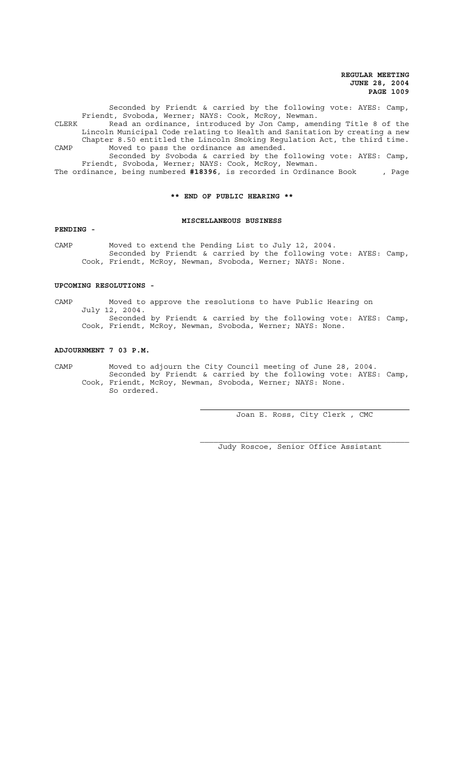Seconded by Friendt & carried by the following vote: AYES: Camp, Friendt, Svoboda, Werner; NAYS: Cook, McRoy, Newman.

CLERK Read an ordinance, introduced by Jon Camp, amending Title 8 of the Lincoln Municipal Code relating to Health and Sanitation by creating a new Chapter 8.50 entitled the Lincoln Smoking Regulation Act, the third time.

CAMP Moved to pass the ordinance as amended.

Seconded by Svoboda & carried by the following vote: AYES: Camp, Friendt, Svoboda, Werner; NAYS: Cook, McRoy, Newman.

The ordinance, being numbered **#18396**, is recorded in Ordinance Book , Page

**\*\* END OF PUBLIC HEARING \*\***

## MISCELLANEOUS BUSINESS

**PENDING -**

CAMP Moved to extend the Pending List to July 12, 2004.

Seconded by Friendt & carried by the following vote: AYES: Camp, Cook, Friendt, McRoy, Newman, Svoboda, Werner; NAYS: None.

**UPCOMING RESOLUTIONS -**

CAMP Moved to approve the resolutions to have Public Hearing on July 12, 2004.

Seconded by Friendt & carried by the following vote: AYES: Camp, Cook, Friendt, McRoy, Newman, Svoboda, Werner; NAYS: None.

**ADJOURNMENT 7 03 P.M.**

CAMP Moved to adjourn the City Council meeting of June 28, 2004.

Seconded by Friendt & carried by the following vote: AYES: Camp, Cook, Friendt, McRoy, Newman, Svoboda, Werner; NAYS: None.

So ordered.

Joan E. Ross, City Clerk , CMC

Judy Roscoe, Senior Office Assistant